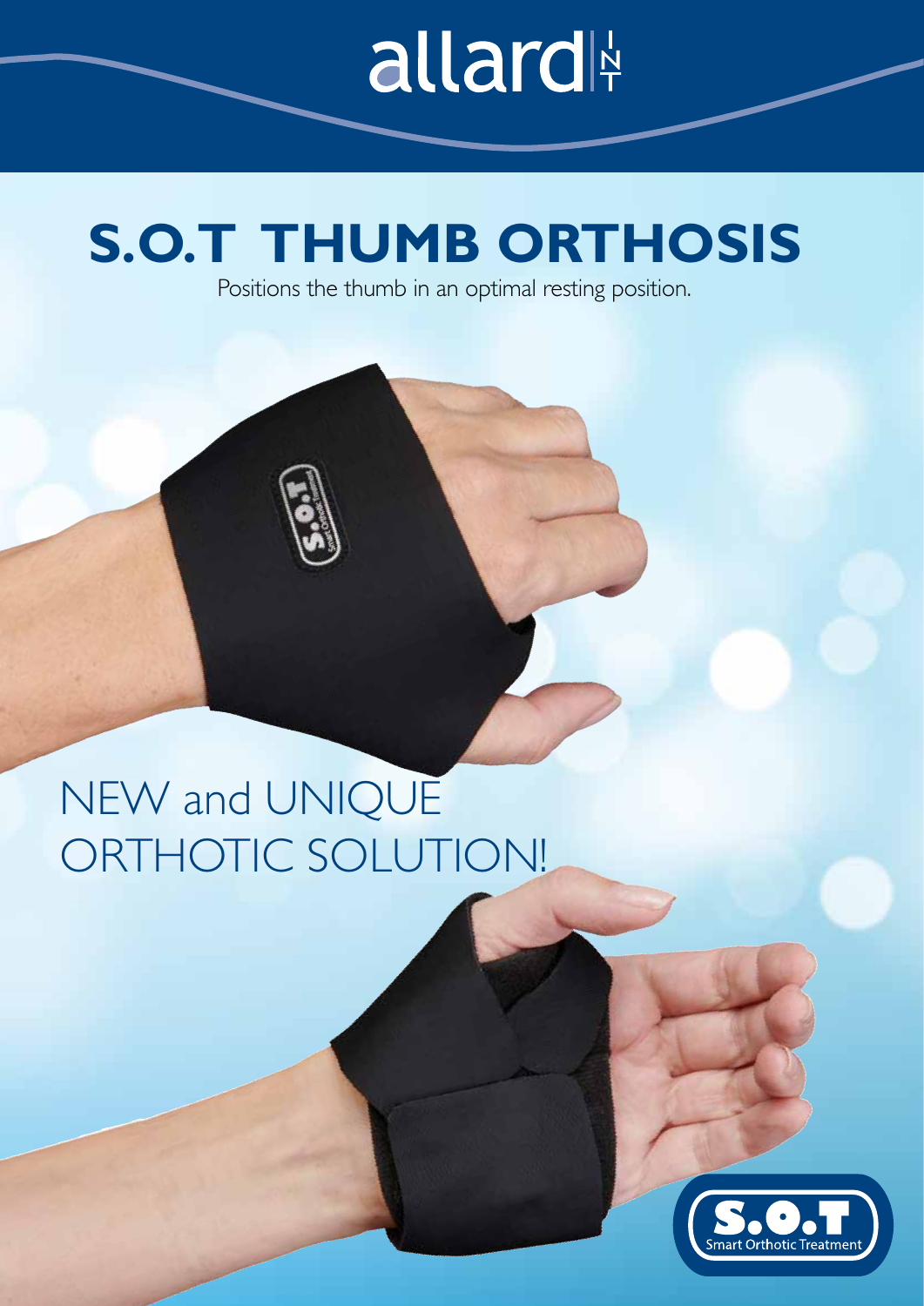allard INT

# S.O.T THUMB ORTHOSIS

Positions the thumb in an optimal resting position.

## NEW and UNIQUE ORTHOTIC SOLUTION!

S.O.T Smart Orthotic Treatment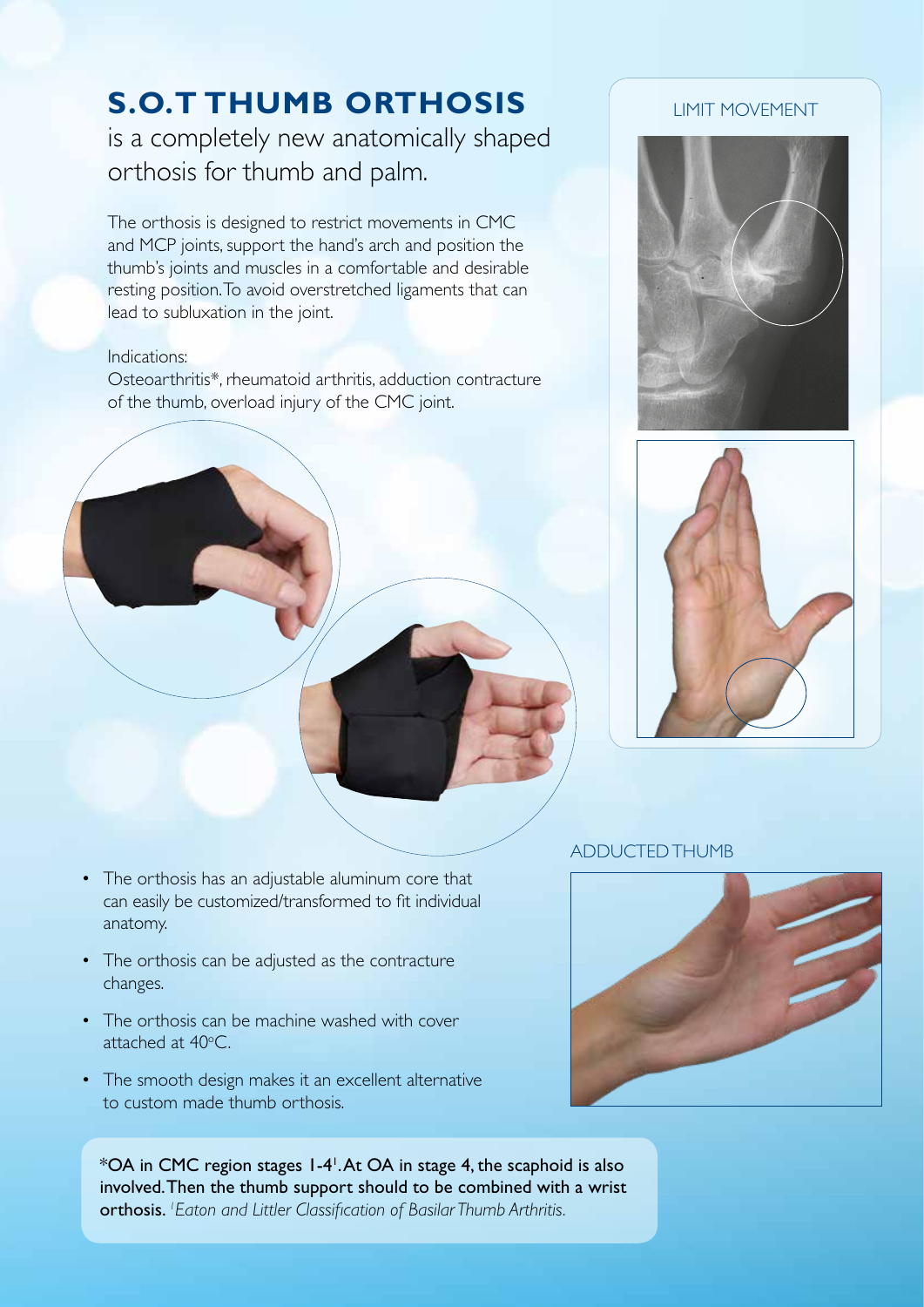# S.O.T THUMB ORTHOSIS

is a completely new anatomically shaped orthosis for thumb and palm.

The orthosis is designed to restrict movements in CMC and MCP joints, support the hand's arch and position the thumb's joints and muscles in a comfortable and desirable resting position. To avoid overstretched ligaments that can lead to subluxation in the joint.

Indications:
Osteoarthritis*, rheumatoid arthritis, adduction contracture of the thumb, overload injury of the CMC joint.

LIMIT MOVEMENT

ADDUCTED THUMB

- The orthosis has an adjustable aluminum core that can easily be customized/transformed to fit individual anatomy.
- The orthosis can be adjusted as the contracture changes.
- The orthosis can be machine washed with cover attached at 40°C.
- The smooth design makes it an excellent alternative to custom made thumb orthosis.

**\*OA in CMC region stages 1-4[1]. At OA in stage 4, the scaphoid is also involved. Then the thumb support should to be combined with a wrist orthosis.** *[1] Eaton and Littler Classification of Basilar Thumb Arthritis.*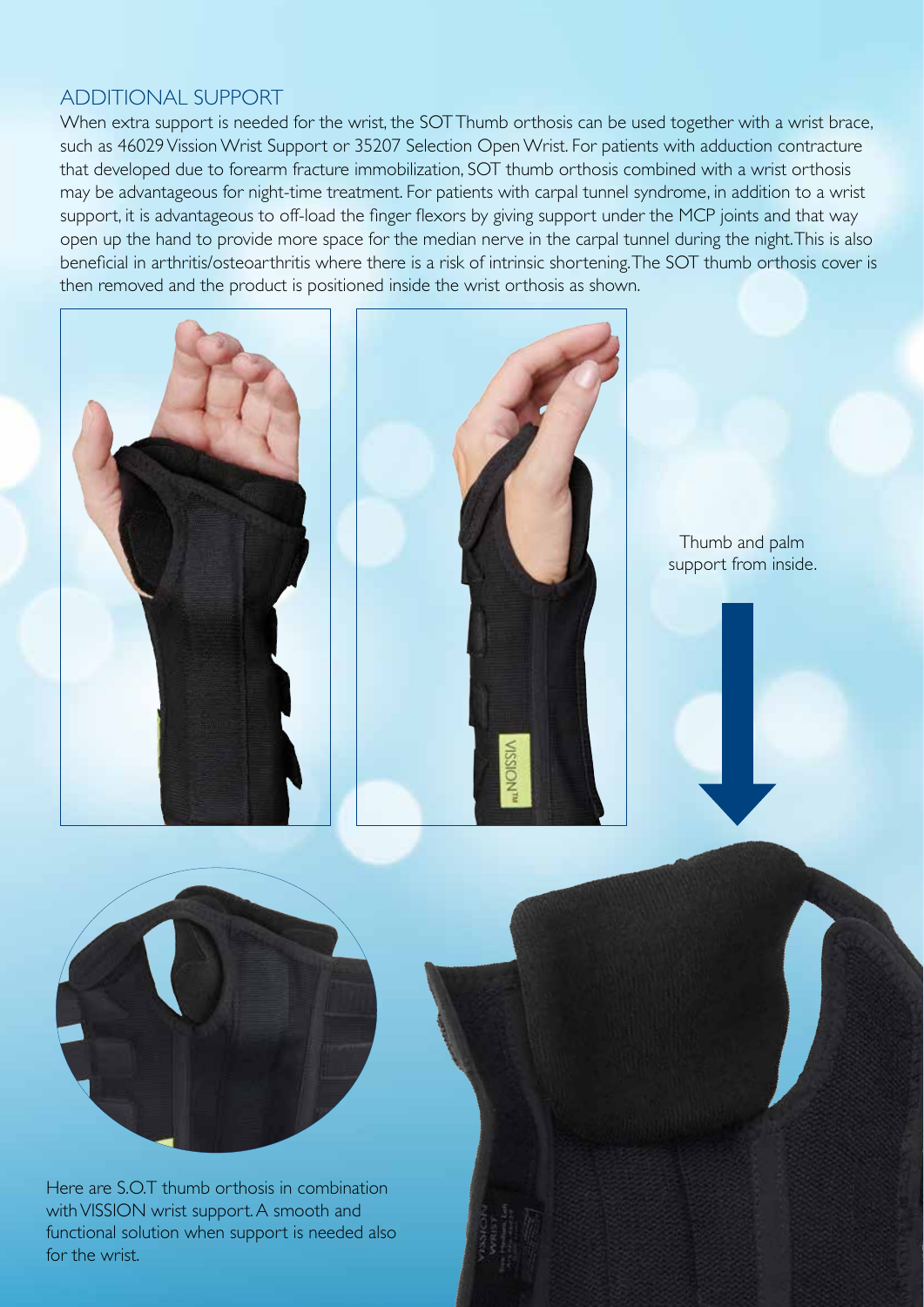## ADDITIONAL SUPPORT

When extra support is needed for the wrist, the SOT Thumb orthosis can be used together with a wrist brace, such as 46029 Vission Wrist Support or 35207 Selection Open Wrist. For patients with adduction contracture that developed due to forearm fracture immobilization, SOT thumb orthosis combined with a wrist orthosis may be advantageous for night-time treatment. For patients with carpal tunnel syndrome, in addition to a wrist support, it is advantageous to off-load the finger flexors by giving support under the MCP joints and that way open up the hand to provide more space for the median nerve in the carpal tunnel during the night. This is also beneficial in arthritis/osteoarthritis where there is a risk of intrinsic shortening. The SOT thumb orthosis cover is then removed and the product is positioned inside the wrist orthosis as shown.

Thumb and palm support from inside.

Here are S.O.T thumb orthosis in combination with VISSION wrist support. A smooth and functional solution when support is needed also for the wrist.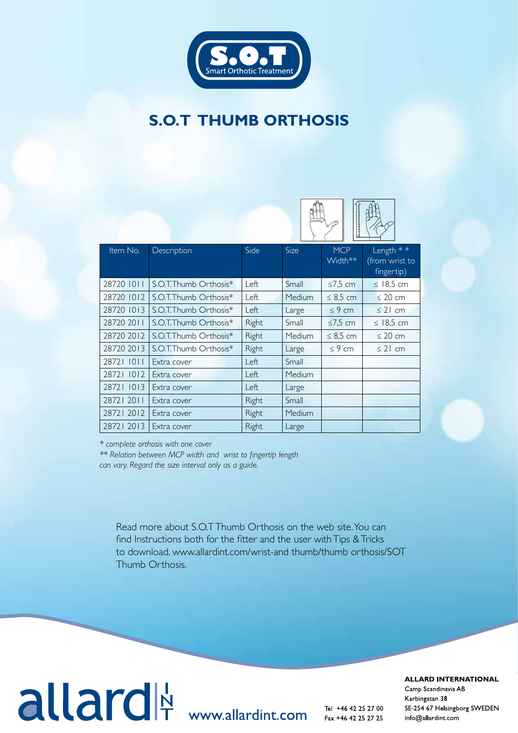S.O.T
Smart Orthotic Treatment

# S.O.T THUMB ORTHOSIS

| Item No. | Description | Side | Size | MCP Width** | Length ** (from wrist to fingertip) |
|---|---|---|---|---|---|
| 28720 1011 | S.O.T.Thumb Orthosis* | Left | Small | ≤7,5 cm | ≤ 18,5 cm |
| 28720 1012 | S.O.T.Thumb Orthosis* | Left | Medium | ≤ 8,5 cm | ≤ 20 cm |
| 28720 1013 | S.O.T.Thumb Orthosis* | Left | Large | ≤ 9 cm | ≤ 21 cm |
| 28720 2011 | S.O.T.Thumb Orthosis* | Right | Small | ≤7,5 cm | ≤ 18,5 cm |
| 28720 2012 | S.O.T.Thumb Orthosis* | Right | Medium | ≤ 8,5 cm | ≤ 20 cm |
| 28720 2013 | S.O.T.Thumb Orthosis* | Right | Large | ≤ 9 cm | ≤ 21 cm |
| 28721 1011 | Extra cover | Left | Small | | |
| 28721 1012 | Extra cover | Left | Medium | | |
| 28721 1013 | Extra cover | Left | Large | | |
| 28721 2011 | Extra cover | Right | Small | | |
| 28721 2012 | Extra cover | Right | Medium | | |
| 28721 2013 | Extra cover | Right | Large | | |

*\* complete orthosis with one cover*

*\*\* Relation between MCP width and wrist to fingertip length can vary. Regard the size interval only as a guide.*

Read more about S.O.T Thumb Orthosis on the web site. You can find Instructions both for the fitter and the user with Tips & Tricks to download. www.allardint.com/wrist-and thumb/thumb orthosis/SOT Thumb Orthosis.

allard IN

www.allardint.com

Tel +46 42 25 27 00
Fax +46 42 25 27 25

**ALLARD INTERNATIONAL**
Camp Scandinavia AB
Karbingatan 38
SE-254 67 Helsingborg SWEDEN
info@allardint.com